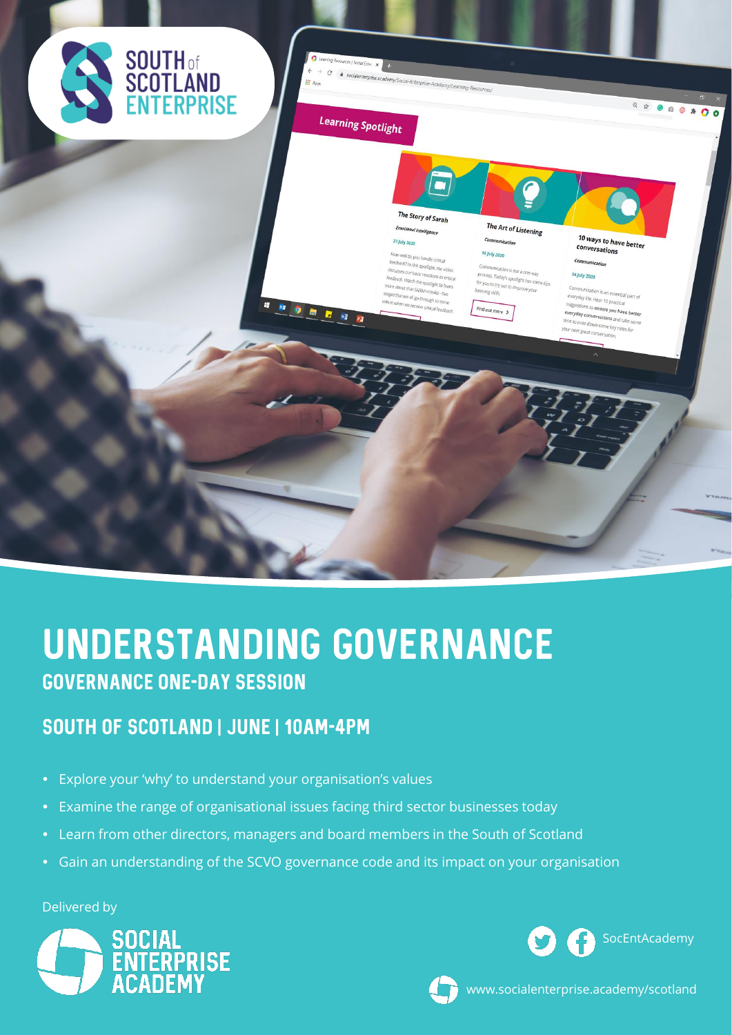SOUTH of SCOTLAND ENTERPRISE

# UNDERSTANDING GOVERNANCE

## GOVERNANCE ONE-DAY SESSION

### SOUTH OF SCOTLAND | JUNE | 10AM-4PM

- Explore your 'why' to understand your organisation's values
- Examine the range of organisational issues facing third sector businesses today
- Learn from other directors, managers and board members in the South of Scotland
- Gain an understanding of the SCVO governance code and its impact on your organisation

Delivered by

SOCIAL ENTERPRISE ACADEMY

SocEntAcademy

www.socialenterprise.academy/scotland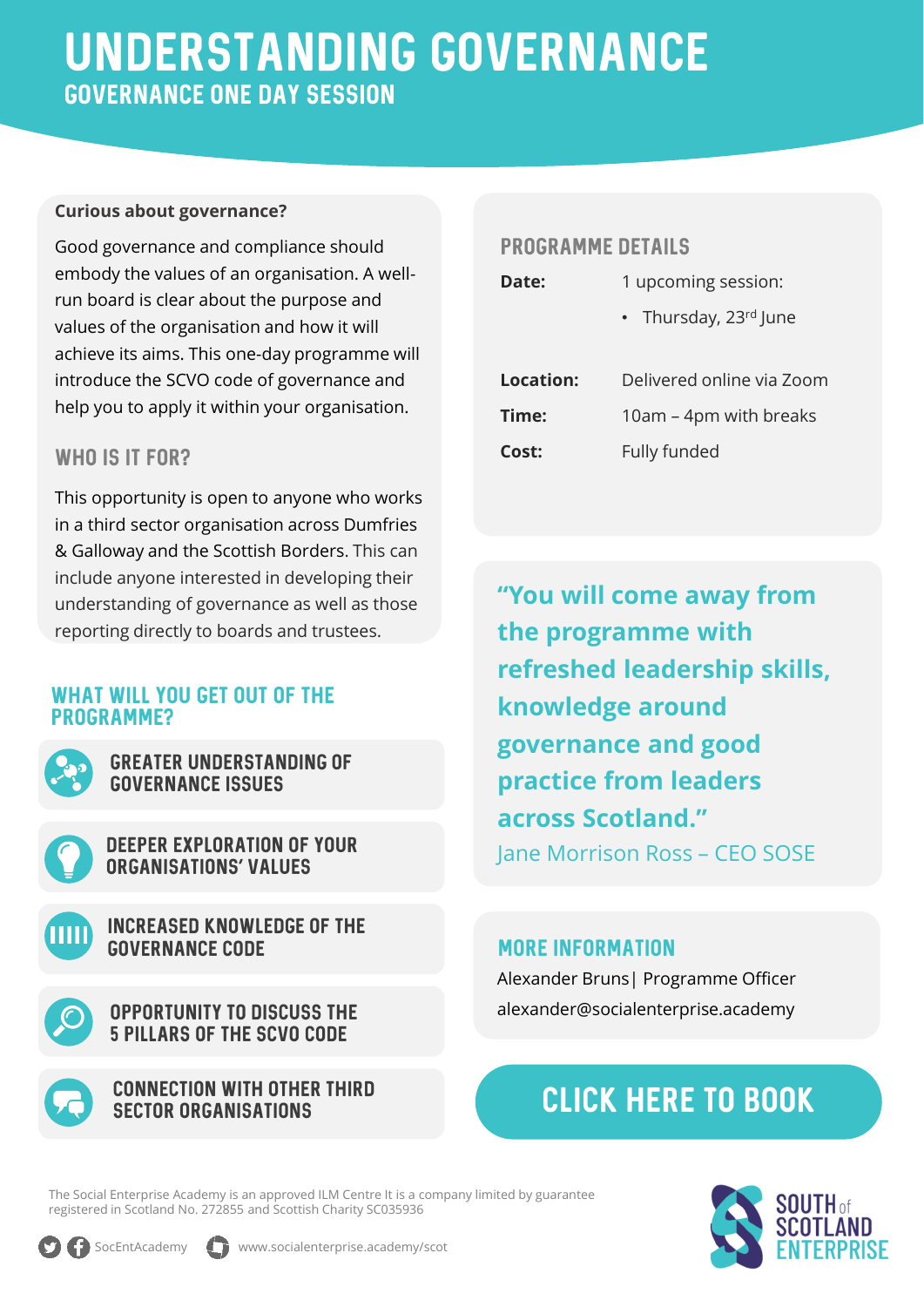# UNDERSTANDING GOVERNANCE

## GOVERNANCE ONE DAY SESSION

**Curious about governance?**

Good governance and compliance should embody the values of an organisation. A well-run board is clear about the purpose and values of the organisation and how it will achieve its aims. This one-day programme will introduce the SCVO code of governance and help you to apply it within your organisation.

### WHO IS IT FOR?

This opportunity is open to anyone who works in a third sector organisation across Dumfries & Galloway and the Scottish Borders. This can include anyone interested in developing their understanding of governance as well as those reporting directly to boards and trustees.

### WHAT WILL YOU GET OUT OF THE PROGRAMME?

- GREATER UNDERSTANDING OF GOVERNANCE ISSUES
- DEEPER EXPLORATION OF YOUR ORGANISATIONS' VALUES
- INCREASED KNOWLEDGE OF THE GOVERNANCE CODE
- OPPORTUNITY TO DISCUSS THE 5 PILLARS OF THE SCVO CODE
- CONNECTION WITH OTHER THIRD SECTOR ORGANISATIONS

### PROGRAMME DETAILS

**Date:** 1 upcoming session:

- Thursday, 23rd June

**Location:** Delivered online via Zoom

**Time:** 10am – 4pm with breaks

**Cost:** Fully funded

**"You will come away from the programme with refreshed leadership skills, knowledge around governance and good practice from leaders across Scotland."**

Jane Morrison Ross – CEO SOSE

### MORE INFORMATION

Alexander Bruns| Programme Officer

alexander@socialenterprise.academy

**CLICK HERE TO BOOK**

The Social Enterprise Academy is an approved ILM Centre It is a company limited by guarantee registered in Scotland No. 272855 and Scottish Charity SC035936

SocEntAcademy www.socialenterprise.academy/scot

SOUTH of SCOTLAND ENTERPRISE